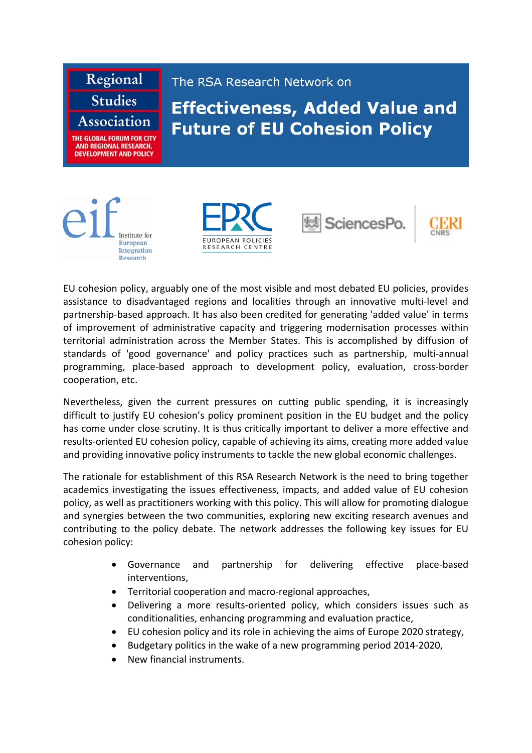Regional Studies Association

THE GLOBAL FORUM FOR CITY AND REGIONAL RESEARCH, DEVELOPMENT AND POLICY

The RSA Research Network on

# Effectiveness, Added Value and Future of EU Cohesion Policy

eif Institute for European Integration Research

EPRC EUROPEAN POLICIES RESEARCH CENTRE

SciencesPo. CERI CNRS

EU cohesion policy, arguably one of the most visible and most debated EU policies, provides assistance to disadvantaged regions and localities through an innovative multi-level and partnership-based approach. It has also been credited for generating 'added value' in terms of improvement of administrative capacity and triggering modernisation processes within territorial administration across the Member States. This is accomplished by diffusion of standards of 'good governance' and policy practices such as partnership, multi-annual programming, place-based approach to development policy, evaluation, cross-border cooperation, etc.

Nevertheless, given the current pressures on cutting public spending, it is increasingly difficult to justify EU cohesion's policy prominent position in the EU budget and the policy has come under close scrutiny. It is thus critically important to deliver a more effective and results-oriented EU cohesion policy, capable of achieving its aims, creating more added value and providing innovative policy instruments to tackle the new global economic challenges.

The rationale for establishment of this RSA Research Network is the need to bring together academics investigating the issues effectiveness, impacts, and added value of EU cohesion policy, as well as practitioners working with this policy. This will allow for promoting dialogue and synergies between the two communities, exploring new exciting research avenues and contributing to the policy debate. The network addresses the following key issues for EU cohesion policy:

- Governance and partnership for delivering effective place-based interventions,
- Territorial cooperation and macro-regional approaches,
- Delivering a more results-oriented policy, which considers issues such as conditionalities, enhancing programming and evaluation practice,
- EU cohesion policy and its role in achieving the aims of Europe 2020 strategy,
- Budgetary politics in the wake of a new programming period 2014-2020,
- New financial instruments.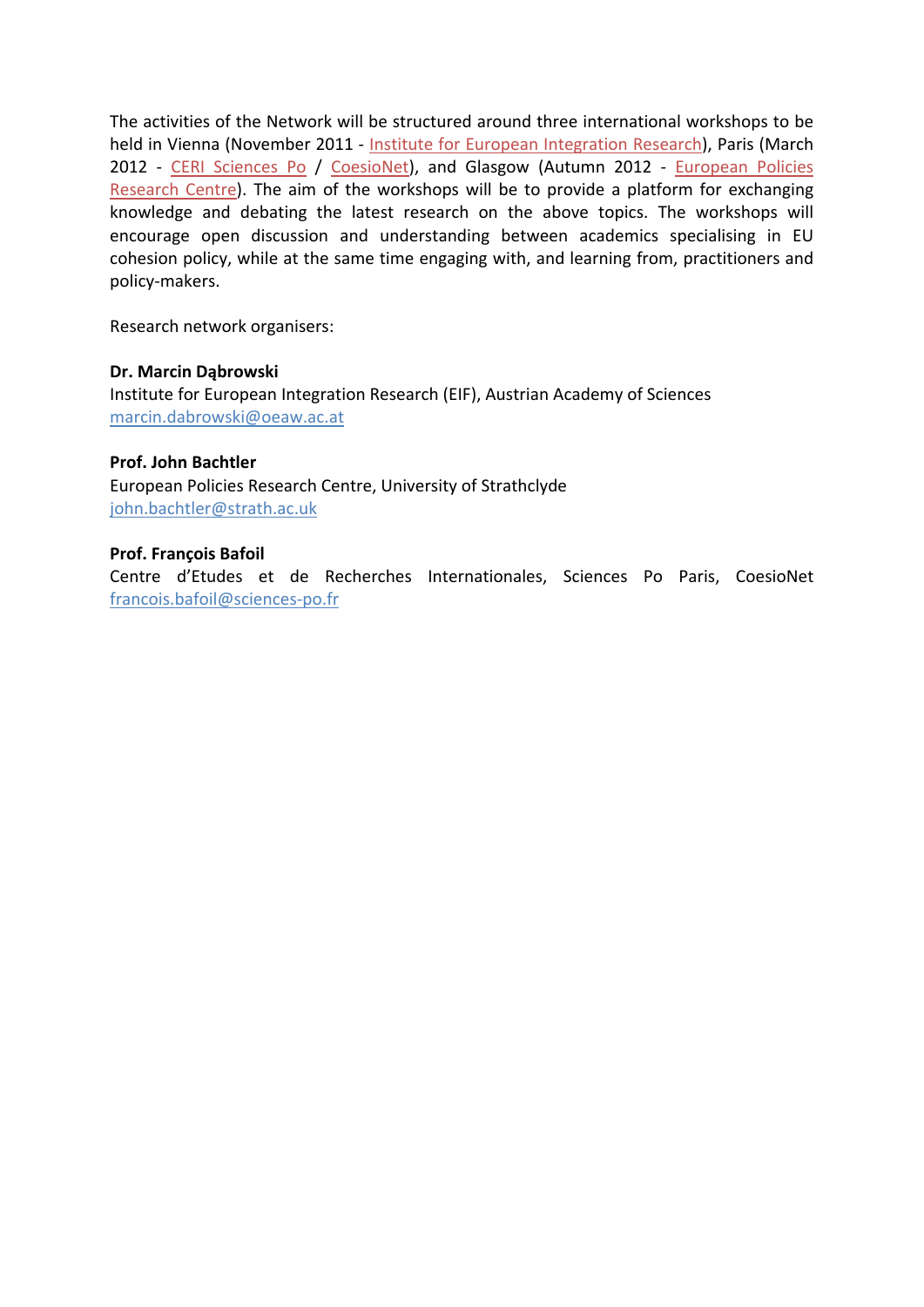The activities of the Network will be structured around three international workshops to be held in Vienna (November 2011 - Institute for European Integration Research), Paris (March 2012 - CERI Sciences Po / CoesioNet), and Glasgow (Autumn 2012 - European Policies Research Centre). The aim of the workshops will be to provide a platform for exchanging knowledge and debating the latest research on the above topics. The workshops will encourage open discussion and understanding between academics specialising in EU cohesion policy, while at the same time engaging with, and learning from, practitioners and policy-makers.

Research network organisers:

**Dr. Marcin Dąbrowski**
Institute for European Integration Research (EIF), Austrian Academy of Sciences
marcin.dabrowski@oeaw.ac.at

**Prof. John Bachtler**
European Policies Research Centre, University of Strathclyde
john.bachtler@strath.ac.uk

**Prof. François Bafoil**
Centre d'Etudes et de Recherches Internationales, Sciences Po Paris, CoesioNet
francois.bafoil@sciences-po.fr